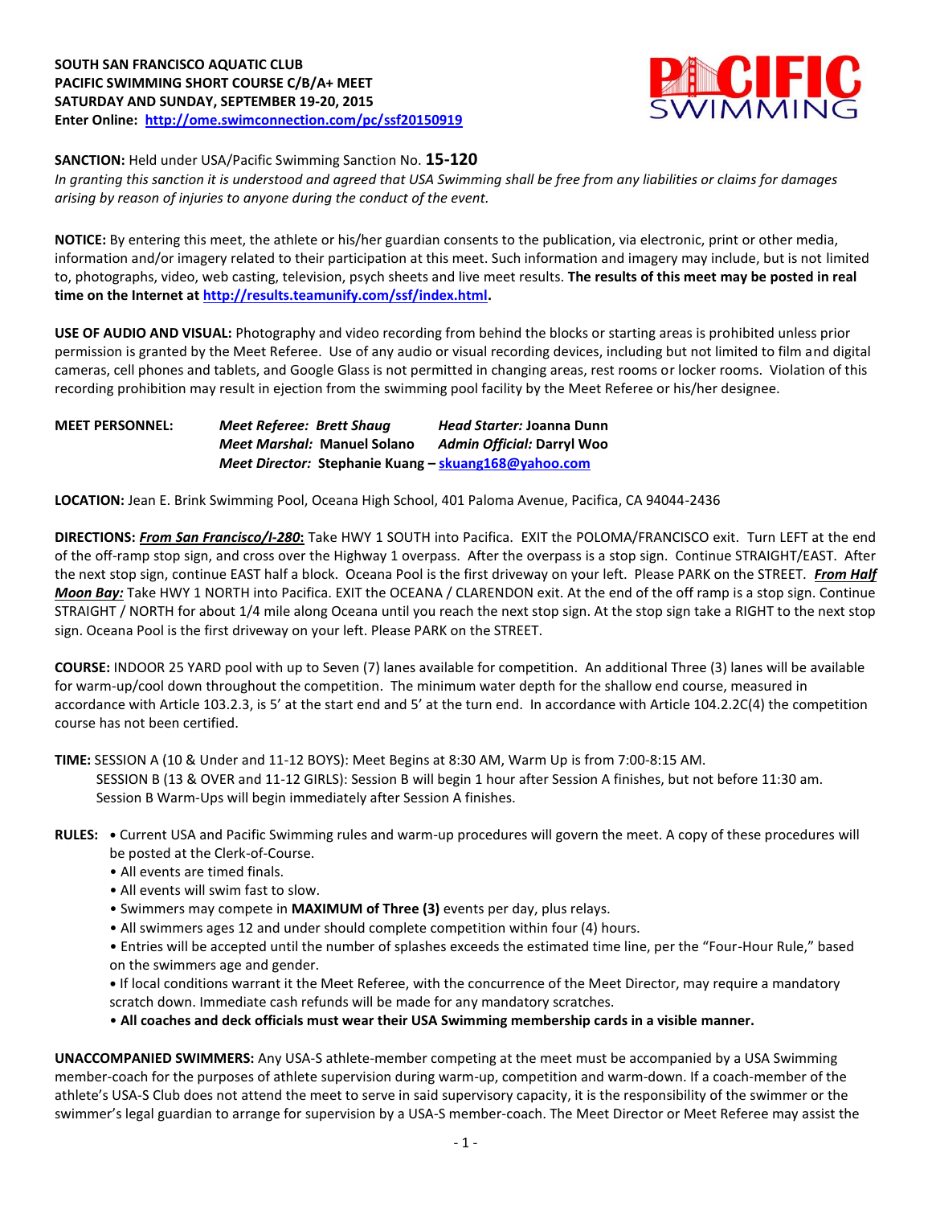**SOUTH SAN FRANCISCO AQUATIC CLUB**
**PACIFIC SWIMMING SHORT COURSE C/B/A+ MEET**
**SATURDAY AND SUNDAY, SEPTEMBER 19-20, 2015**
**Enter Online: http://ome.swimconnection.com/pc/ssf20150919**

**SANCTION:** Held under USA/Pacific Swimming Sanction No. **15-120**
*In granting this sanction it is understood and agreed that USA Swimming shall be free from any liabilities or claims for damages arising by reason of injuries to anyone during the conduct of the event.*

**NOTICE:** By entering this meet, the athlete or his/her guardian consents to the publication, via electronic, print or other media, information and/or imagery related to their participation at this meet. Such information and imagery may include, but is not limited to, photographs, video, web casting, television, psych sheets and live meet results. **The results of this meet may be posted in real time on the Internet at http://results.teamunify.com/ssf/index.html.**

**USE OF AUDIO AND VISUAL:** Photography and video recording from behind the blocks or starting areas is prohibited unless prior permission is granted by the Meet Referee. Use of any audio or visual recording devices, including but not limited to film and digital cameras, cell phones and tablets, and Google Glass is not permitted in changing areas, rest rooms or locker rooms. Violation of this recording prohibition may result in ejection from the swimming pool facility by the Meet Referee or his/her designee.

**MEET PERSONNEL:** ***Meet Referee:* Brett Shaug** — ***Head Starter:* Joanna Dunn**
***Meet Marshal:* Manuel Solano** — ***Admin Official:* Darryl Woo**
***Meet Director:* Stephanie Kuang – skuang168@yahoo.com**

**LOCATION:** Jean E. Brink Swimming Pool, Oceana High School, 401 Paloma Avenue, Pacifica, CA 94044-2436

**DIRECTIONS:** ***From San Francisco/I-280*:** Take HWY 1 SOUTH into Pacifica. EXIT the POLOMA/FRANCISCO exit. Turn LEFT at the end of the off-ramp stop sign, and cross over the Highway 1 overpass. After the overpass is a stop sign. Continue STRAIGHT/EAST. After the next stop sign, continue EAST half a block. Oceana Pool is the first driveway on your left. Please PARK on the STREET. ***From Half Moon Bay:*** Take HWY 1 NORTH into Pacifica. EXIT the OCEANA / CLARENDON exit. At the end of the off ramp is a stop sign. Continue STRAIGHT / NORTH for about 1/4 mile along Oceana until you reach the next stop sign. At the stop sign take a RIGHT to the next stop sign. Oceana Pool is the first driveway on your left. Please PARK on the STREET.

**COURSE:** INDOOR 25 YARD pool with up to Seven (7) lanes available for competition. An additional Three (3) lanes will be available for warm-up/cool down throughout the competition. The minimum water depth for the shallow end course, measured in accordance with Article 103.2.3, is 5' at the start end and 5' at the turn end. In accordance with Article 104.2.2C(4) the competition course has not been certified.

**TIME:** SESSION A (10 & Under and 11-12 BOYS): Meet Begins at 8:30 AM, Warm Up is from 7:00-8:15 AM.
SESSION B (13 & OVER and 11-12 GIRLS): Session B will begin 1 hour after Session A finishes, but not before 11:30 am.
Session B Warm-Ups will begin immediately after Session A finishes.

**RULES:**
- Current USA and Pacific Swimming rules and warm-up procedures will govern the meet. A copy of these procedures will be posted at the Clerk-of-Course.
- All events are timed finals.
- All events will swim fast to slow.
- Swimmers may compete in **MAXIMUM of Three (3)** events per day, plus relays.
- All swimmers ages 12 and under should complete competition within four (4) hours.
- Entries will be accepted until the number of splashes exceeds the estimated time line, per the "Four-Hour Rule," based on the swimmers age and gender.
- If local conditions warrant it the Meet Referee, with the concurrence of the Meet Director, may require a mandatory scratch down. Immediate cash refunds will be made for any mandatory scratches.
- **All coaches and deck officials must wear their USA Swimming membership cards in a visible manner.**

**UNACCOMPANIED SWIMMERS:** Any USA-S athlete-member competing at the meet must be accompanied by a USA Swimming member-coach for the purposes of athlete supervision during warm-up, competition and warm-down. If a coach-member of the athlete's USA-S Club does not attend the meet to serve in said supervisory capacity, it is the responsibility of the swimmer or the swimmer's legal guardian to arrange for supervision by a USA-S member-coach. The Meet Director or Meet Referee may assist the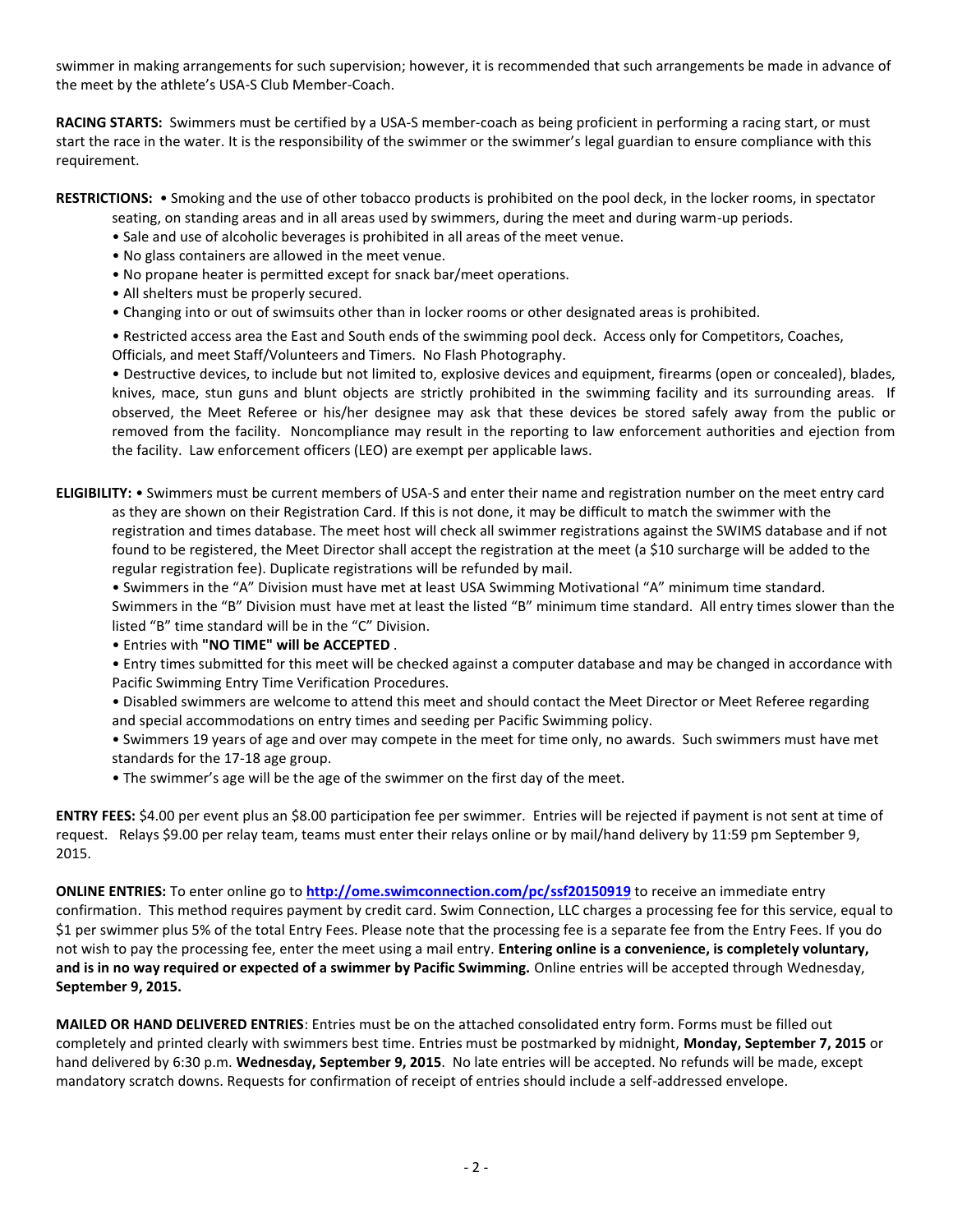swimmer in making arrangements for such supervision; however, it is recommended that such arrangements be made in advance of the meet by the athlete's USA-S Club Member-Coach.

**RACING STARTS:** Swimmers must be certified by a USA-S member-coach as being proficient in performing a racing start, or must start the race in the water. It is the responsibility of the swimmer or the swimmer's legal guardian to ensure compliance with this requirement.

**RESTRICTIONS:** • Smoking and the use of other tobacco products is prohibited on the pool deck, in the locker rooms, in spectator seating, on standing areas and in all areas used by swimmers, during the meet and during warm-up periods.

- Sale and use of alcoholic beverages is prohibited in all areas of the meet venue.
- No glass containers are allowed in the meet venue.
- No propane heater is permitted except for snack bar/meet operations.
- All shelters must be properly secured.
- Changing into or out of swimsuits other than in locker rooms or other designated areas is prohibited.
- Restricted access area the East and South ends of the swimming pool deck. Access only for Competitors, Coaches, Officials, and meet Staff/Volunteers and Timers. No Flash Photography.
- Destructive devices, to include but not limited to, explosive devices and equipment, firearms (open or concealed), blades, knives, mace, stun guns and blunt objects are strictly prohibited in the swimming facility and its surrounding areas. If observed, the Meet Referee or his/her designee may ask that these devices be stored safely away from the public or removed from the facility. Noncompliance may result in the reporting to law enforcement authorities and ejection from the facility. Law enforcement officers (LEO) are exempt per applicable laws.

**ELIGIBILITY:** • Swimmers must be current members of USA-S and enter their name and registration number on the meet entry card as they are shown on their Registration Card. If this is not done, it may be difficult to match the swimmer with the registration and times database. The meet host will check all swimmer registrations against the SWIMS database and if not found to be registered, the Meet Director shall accept the registration at the meet (a $10 surcharge will be added to the regular registration fee). Duplicate registrations will be refunded by mail.

- Swimmers in the "A" Division must have met at least USA Swimming Motivational "A" minimum time standard. Swimmers in the "B" Division must have met at least the listed "B" minimum time standard. All entry times slower than the listed "B" time standard will be in the "C" Division.
- Entries with **"NO TIME" will be ACCEPTED** .
- Entry times submitted for this meet will be checked against a computer database and may be changed in accordance with Pacific Swimming Entry Time Verification Procedures.
- Disabled swimmers are welcome to attend this meet and should contact the Meet Director or Meet Referee regarding and special accommodations on entry times and seeding per Pacific Swimming policy.
- Swimmers 19 years of age and over may compete in the meet for time only, no awards. Such swimmers must have met standards for the 17-18 age group.
- The swimmer's age will be the age of the swimmer on the first day of the meet.

**ENTRY FEES:** $4.00 per event plus an $8.00 participation fee per swimmer. Entries will be rejected if payment is not sent at time of request. Relays $9.00 per relay team, teams must enter their relays online or by mail/hand delivery by 11:59 pm September 9, 2015.

**ONLINE ENTRIES:** To enter online go to **http://ome.swimconnection.com/pc/ssf20150919** to receive an immediate entry confirmation. This method requires payment by credit card. Swim Connection, LLC charges a processing fee for this service, equal to $1 per swimmer plus 5% of the total Entry Fees. Please note that the processing fee is a separate fee from the Entry Fees. If you do not wish to pay the processing fee, enter the meet using a mail entry. **Entering online is a convenience, is completely voluntary, and is in no way required or expected of a swimmer by Pacific Swimming.** Online entries will be accepted through Wednesday, **September 9, 2015.**

**MAILED OR HAND DELIVERED ENTRIES**: Entries must be on the attached consolidated entry form. Forms must be filled out completely and printed clearly with swimmers best time. Entries must be postmarked by midnight, **Monday, September 7, 2015** or hand delivered by 6:30 p.m. **Wednesday, September 9, 2015**. No late entries will be accepted. No refunds will be made, except mandatory scratch downs. Requests for confirmation of receipt of entries should include a self-addressed envelope.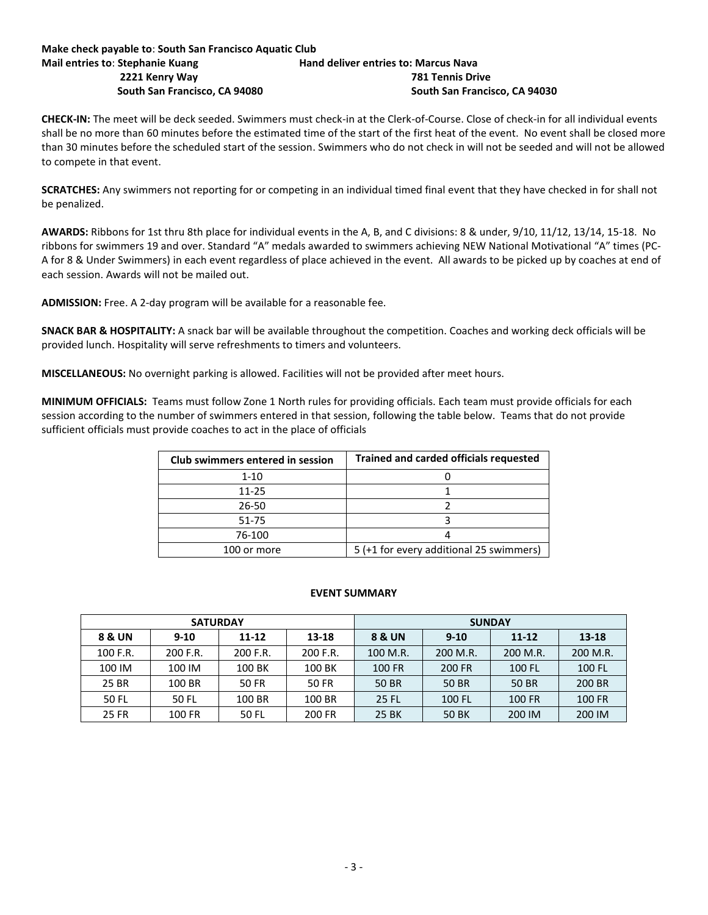**Make check payable to**: **South San Francisco Aquatic Club**

**Mail entries to**: **Stephanie Kuang**
**2221 Kenry Way**
**South San Francisco, CA 94080**

**Hand deliver entries to: Marcus Nava**
**781 Tennis Drive**
**South San Francisco, CA 94030**

**CHECK-IN:** The meet will be deck seeded. Swimmers must check-in at the Clerk-of-Course. Close of check-in for all individual events shall be no more than 60 minutes before the estimated time of the start of the first heat of the event. No event shall be closed more than 30 minutes before the scheduled start of the session. Swimmers who do not check in will not be seeded and will not be allowed to compete in that event.

**SCRATCHES:** Any swimmers not reporting for or competing in an individual timed final event that they have checked in for shall not be penalized.

**AWARDS:** Ribbons for 1st thru 8th place for individual events in the A, B, and C divisions: 8 & under, 9/10, 11/12, 13/14, 15-18. No ribbons for swimmers 19 and over. Standard "A" medals awarded to swimmers achieving NEW National Motivational "A" times (PC-A for 8 & Under Swimmers) in each event regardless of place achieved in the event. All awards to be picked up by coaches at end of each session. Awards will not be mailed out.

**ADMISSION:** Free. A 2-day program will be available for a reasonable fee.

**SNACK BAR & HOSPITALITY:** A snack bar will be available throughout the competition. Coaches and working deck officials will be provided lunch. Hospitality will serve refreshments to timers and volunteers.

**MISCELLANEOUS:** No overnight parking is allowed. Facilities will not be provided after meet hours.

**MINIMUM OFFICIALS:** Teams must follow Zone 1 North rules for providing officials. Each team must provide officials for each session according to the number of swimmers entered in that session, following the table below. Teams that do not provide sufficient officials must provide coaches to act in the place of officials

| Club swimmers entered in session | Trained and carded officials requested |
|---|---|
| 1-10 | 0 |
| 11-25 | 1 |
| 26-50 | 2 |
| 51-75 | 3 |
| 76-100 | 4 |
| 100 or more | 5 (+1 for every additional 25 swimmers) |

**EVENT SUMMARY**

| SATURDAY | | | | SUNDAY | | | |
|---|---|---|---|---|---|---|---|
| **8 & UN** | **9-10** | **11-12** | **13-18** | **8 & UN** | **9-10** | **11-12** | **13-18** |
| 100 F.R. | 200 F.R. | 200 F.R. | 200 F.R. | 100 M.R. | 200 M.R. | 200 M.R. | 200 M.R. |
| 100 IM | 100 IM | 100 BK | 100 BK | 100 FR | 200 FR | 100 FL | 100 FL |
| 25 BR | 100 BR | 50 FR | 50 FR | 50 BR | 50 BR | 50 BR | 200 BR |
| 50 FL | 50 FL | 100 BR | 100 BR | 25 FL | 100 FL | 100 FR | 100 FR |
| 25 FR | 100 FR | 50 FL | 200 FR | 25 BK | 50 BK | 200 IM | 200 IM |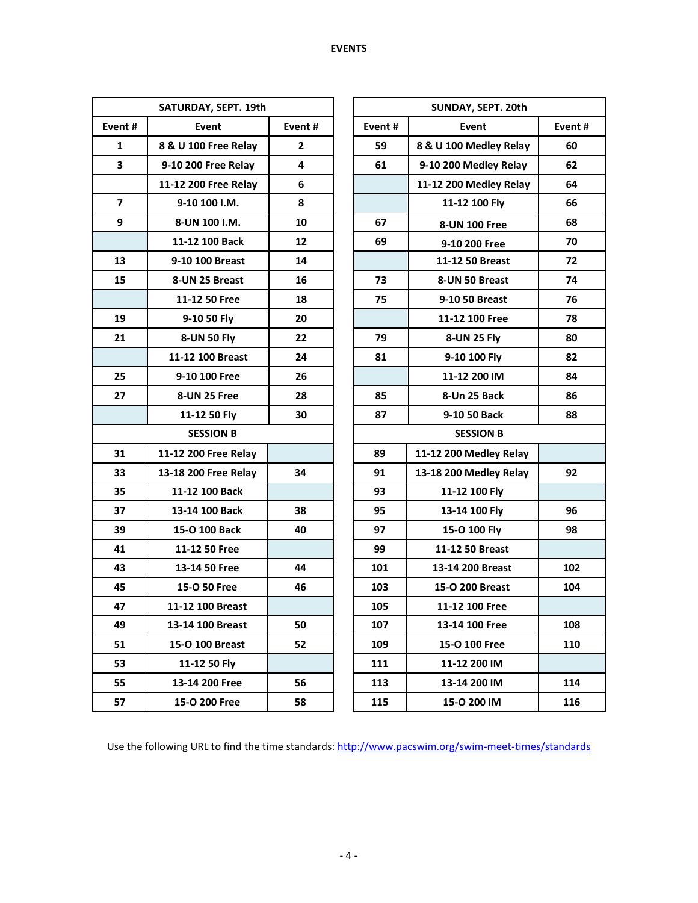## EVENTS

| SATURDAY, SEPT. 19th | | |
|---|---|---|
| Event # | Event | Event # |
| 1 | 8 & U 100 Free Relay | 2 |
| 3 | 9-10 200 Free Relay | 4 |
| | 11-12 200 Free Relay | 6 |
| 7 | 9-10 100 I.M. | 8 |
| 9 | 8-UN 100 I.M. | 10 |
| | 11-12 100 Back | 12 |
| 13 | 9-10 100 Breast | 14 |
| 15 | 8-UN 25 Breast | 16 |
| | 11-12 50 Free | 18 |
| 19 | 9-10 50 Fly | 20 |
| 21 | 8-UN 50 Fly | 22 |
| | 11-12 100 Breast | 24 |
| 25 | 9-10 100 Free | 26 |
| 27 | 8-UN 25 Free | 28 |
| | 11-12 50 Fly | 30 |
| | SESSION B | |
| 31 | 11-12 200 Free Relay | |
| 33 | 13-18 200 Free Relay | 34 |
| 35 | 11-12 100 Back | |
| 37 | 13-14 100 Back | 38 |
| 39 | 15-O 100 Back | 40 |
| 41 | 11-12 50 Free | |
| 43 | 13-14 50 Free | 44 |
| 45 | 15-O 50 Free | 46 |
| 47 | 11-12 100 Breast | |
| 49 | 13-14 100 Breast | 50 |
| 51 | 15-O 100 Breast | 52 |
| 53 | 11-12 50 Fly | |
| 55 | 13-14 200 Free | 56 |
| 57 | 15-O 200 Free | 58 |

| SUNDAY, SEPT. 20th | | |
|---|---|---|
| Event # | Event | Event # |
| 59 | 8 & U 100 Medley Relay | 60 |
| 61 | 9-10 200 Medley Relay | 62 |
| | 11-12 200 Medley Relay | 64 |
| | 11-12 100 Fly | 66 |
| 67 | 8-UN 100 Free | 68 |
| 69 | 9-10 200 Free | 70 |
| | 11-12 50 Breast | 72 |
| 73 | 8-UN 50 Breast | 74 |
| 75 | 9-10 50 Breast | 76 |
| | 11-12 100 Free | 78 |
| 79 | 8-UN 25 Fly | 80 |
| 81 | 9-10 100 Fly | 82 |
| | 11-12 200 IM | 84 |
| 85 | 8-Un 25 Back | 86 |
| 87 | 9-10 50 Back | 88 |
| | SESSION B | |
| 89 | 11-12 200 Medley Relay | |
| 91 | 13-18 200 Medley Relay | 92 |
| 93 | 11-12 100 Fly | |
| 95 | 13-14 100 Fly | 96 |
| 97 | 15-O 100 Fly | 98 |
| 99 | 11-12 50 Breast | |
| 101 | 13-14 200 Breast | 102 |
| 103 | 15-O 200 Breast | 104 |
| 105 | 11-12 100 Free | |
| 107 | 13-14 100 Free | 108 |
| 109 | 15-O 100 Free | 110 |
| 111 | 11-12 200 IM | |
| 113 | 13-14 200 IM | 114 |
| 115 | 15-O 200 IM | 116 |

Use the following URL to find the time standards: http://www.pacswim.org/swim-meet-times/standards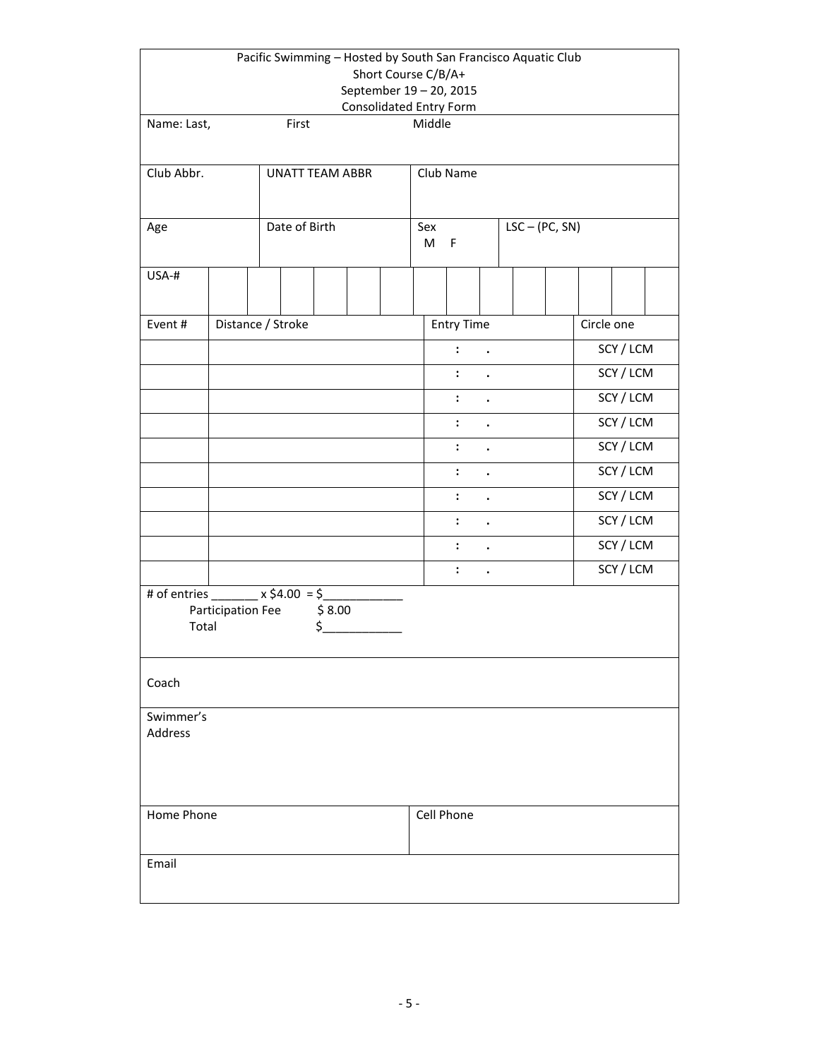Pacific Swimming – Hosted by South San Francisco Aquatic Club
Short Course C/B/A+
September 19 – 20, 2015
Consolidated Entry Form

| Name: Last, | First | Middle |
|---|---|---|
| | | |

| Club Abbr. | UNATT TEAM ABBR | Club Name |
|---|---|---|
| | | |

| Age | Date of Birth | Sex M F | LSC – (PC, SN) |
|---|---|---|---|
| | | | |

| USA-# | | | | | | | | | | | | | | |
|---|---|---|---|---|---|---|---|---|---|---|---|---|---|---|

| Event # | Distance / Stroke | Entry Time | Circle one |
|---|---|---|---|
| | | : . | SCY / LCM |
| | | : . | SCY / LCM |
| | | : . | SCY / LCM |
| | | : . | SCY / LCM |
| | | : . | SCY / LCM |
| | | : . | SCY / LCM |
| | | : . | SCY / LCM |
| | | : . | SCY / LCM |
| | | : . | SCY / LCM |
| | | : . | SCY / LCM |

# of entries _______ x $4.00 = $____________
Participation Fee $ 8.00
Total $____________

Coach

Swimmer's Address

| Home Phone | Cell Phone |
|---|---|
| | |

Email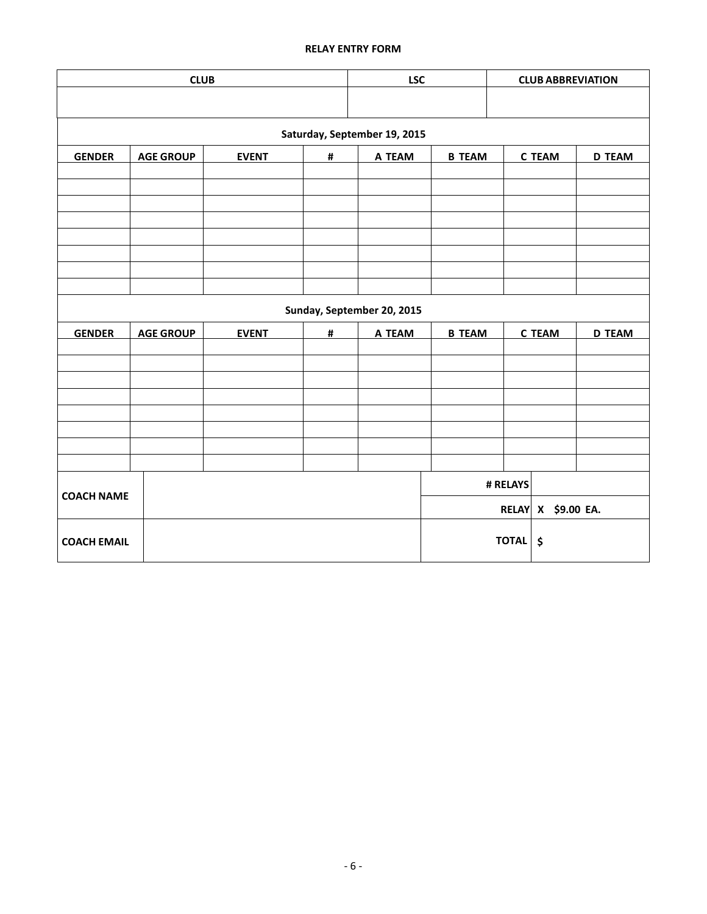**RELAY ENTRY FORM**

| CLUB | LSC | CLUB ABBREVIATION |
|---|---|---|
| | | |

**Saturday, September 19, 2015**

| GENDER | AGE GROUP | EVENT | # | A TEAM | B TEAM | C TEAM | D TEAM |
|---|---|---|---|---|---|---|---|
| | | | | | | | |
| | | | | | | | |
| | | | | | | | |
| | | | | | | | |
| | | | | | | | |
| | | | | | | | |
| | | | | | | | |
| | | | | | | | |

**Sunday, September 20, 2015**

| GENDER | AGE GROUP | EVENT | # | A TEAM | B TEAM | C TEAM | D TEAM |
|---|---|---|---|---|---|---|---|
| | | | | | | | |
| | | | | | | | |
| | | | | | | | |
| | | | | | | | |
| | | | | | | | |
| | | | | | | | |
| | | | | | | | |
| | | | | | | | |

| | | | |
|---|---|---|---|
| **COACH NAME** | | **# RELAYS** | |
| | | **RELAY** | **X $9.00 EA.** |
| **COACH EMAIL** | | **TOTAL** | **$** |